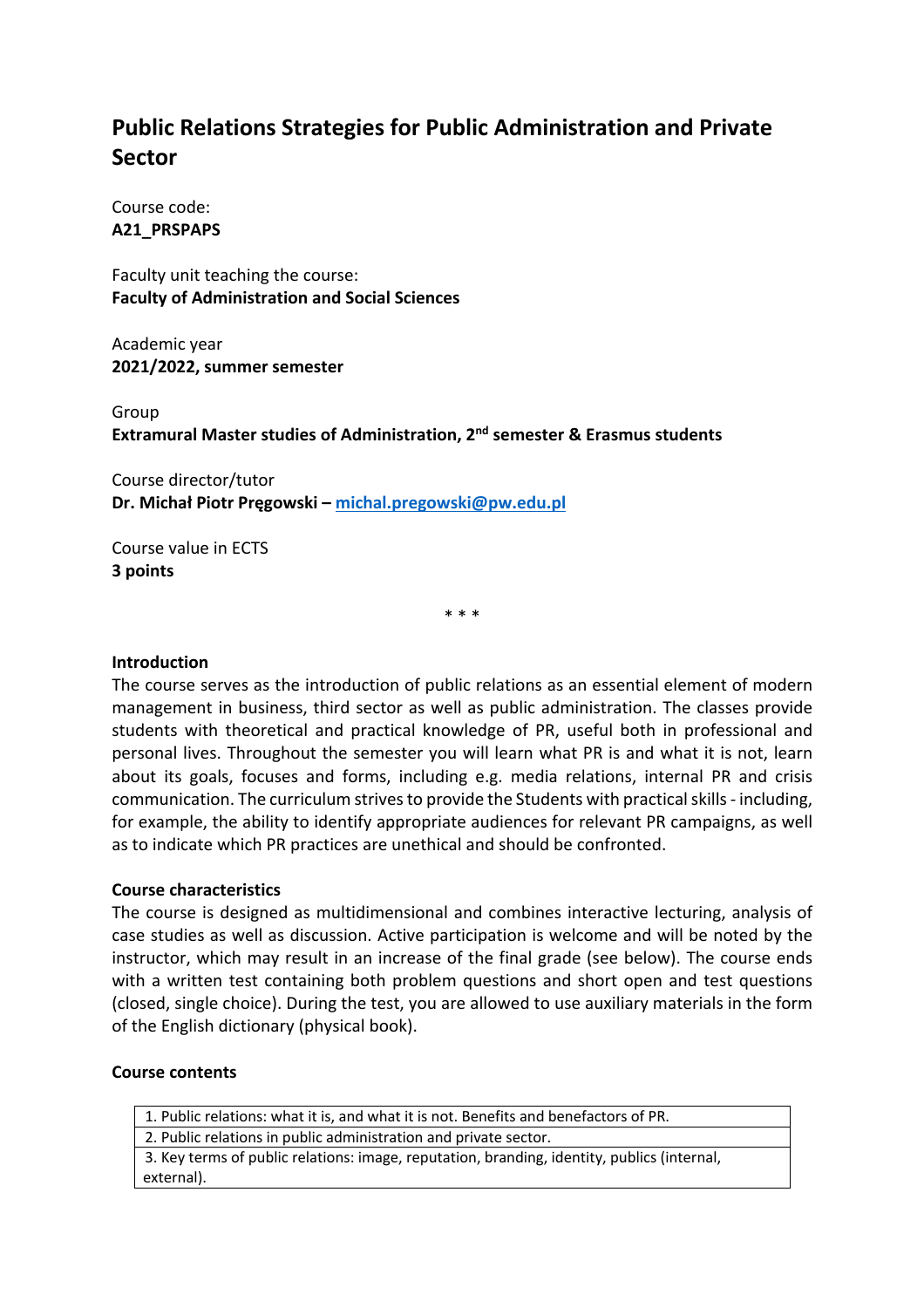# Public Relations Strategies for Public Administration and Private Sector

Course code:
**A21_PRSPAPS**

Faculty unit teaching the course:
**Faculty of Administration and Social Sciences**

Academic year
**2021/2022, summer semester**

Group
**Extramural Master studies of Administration, 2nd semester & Erasmus students**

Course director/tutor
**Dr. Michał Piotr Pręgowski – michal.pregowski@pw.edu.pl**

Course value in ECTS
**3 points**

\* \* \*

**Introduction**

The course serves as the introduction of public relations as an essential element of modern management in business, third sector as well as public administration. The classes provide students with theoretical and practical knowledge of PR, useful both in professional and personal lives. Throughout the semester you will learn what PR is and what it is not, learn about its goals, focuses and forms, including e.g. media relations, internal PR and crisis communication. The curriculum strives to provide the Students with practical skills - including, for example, the ability to identify appropriate audiences for relevant PR campaigns, as well as to indicate which PR practices are unethical and should be confronted.

**Course characteristics**

The course is designed as multidimensional and combines interactive lecturing, analysis of case studies as well as discussion. Active participation is welcome and will be noted by the instructor, which may result in an increase of the final grade (see below). The course ends with a written test containing both problem questions and short open and test questions (closed, single choice). During the test, you are allowed to use auxiliary materials in the form of the English dictionary (physical book).

**Course contents**

| |
|---|
| 1. Public relations: what it is, and what it is not. Benefits and benefactors of PR. |
| 2. Public relations in public administration and private sector. |
| 3. Key terms of public relations: image, reputation, branding, identity, publics (internal, external). |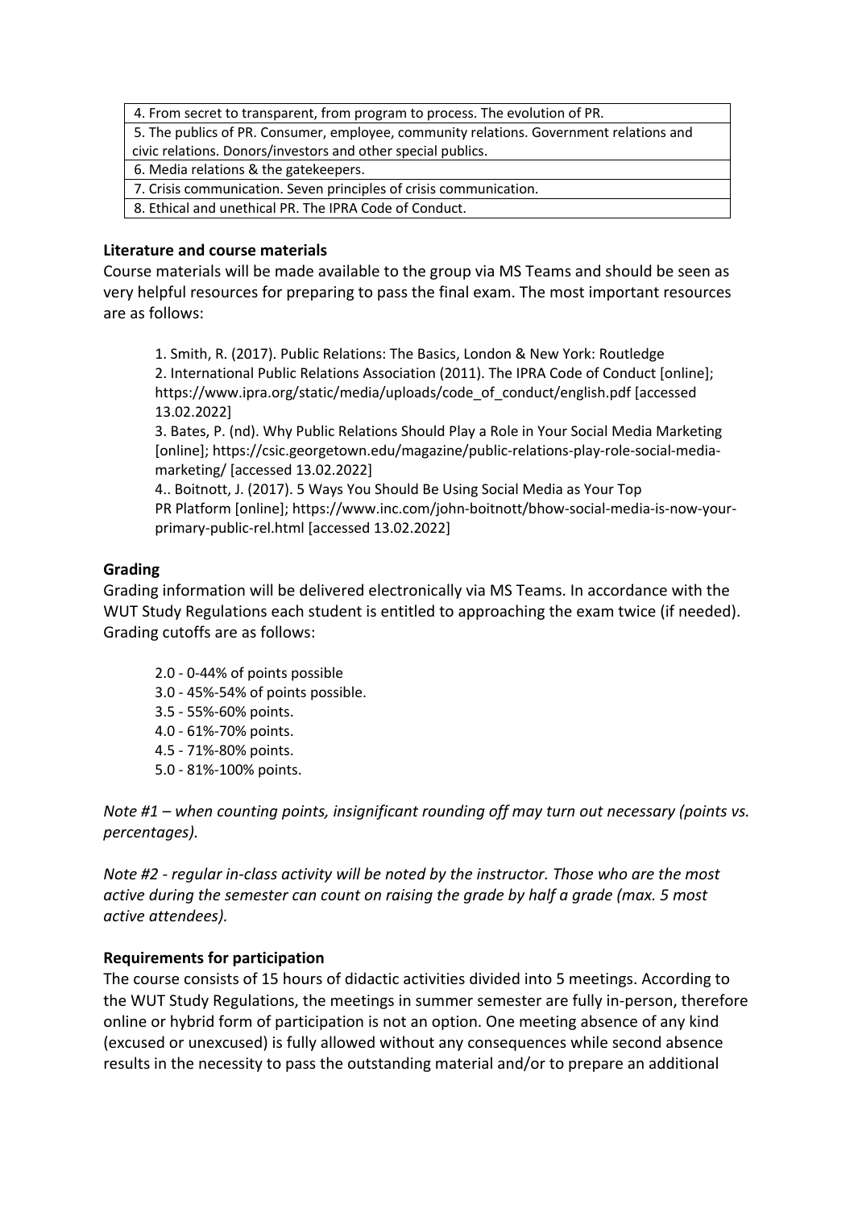| 4. From secret to transparent, from program to process. The evolution of PR. |
| --- |
| 5. The publics of PR. Consumer, employee, community relations. Government relations and civic relations. Donors/investors and other special publics. |
| 6. Media relations & the gatekeepers. |
| 7. Crisis communication. Seven principles of crisis communication. |
| 8. Ethical and unethical PR. The IPRA Code of Conduct. |

**Literature and course materials**

Course materials will be made available to the group via MS Teams and should be seen as very helpful resources for preparing to pass the final exam. The most important resources are as follows:

1. Smith, R. (2017). Public Relations: The Basics, London & New York: Routledge
2. International Public Relations Association (2011). The IPRA Code of Conduct [online]; https://www.ipra.org/static/media/uploads/code_of_conduct/english.pdf [accessed 13.02.2022]
3. Bates, P. (nd). Why Public Relations Should Play a Role in Your Social Media Marketing [online]; https://csic.georgetown.edu/magazine/public-relations-play-role-social-media-marketing/ [accessed 13.02.2022]
4.. Boitnott, J. (2017). 5 Ways You Should Be Using Social Media as Your Top PR Platform [online]; https://www.inc.com/john-boitnott/bhow-social-media-is-now-your-primary-public-rel.html [accessed 13.02.2022]

**Grading**

Grading information will be delivered electronically via MS Teams. In accordance with the WUT Study Regulations each student is entitled to approaching the exam twice (if needed). Grading cutoffs are as follows:

- 2.0 - 0-44% of points possible
- 3.0 - 45%-54% of points possible.
- 3.5 - 55%-60% points.
- 4.0 - 61%-70% points.
- 4.5 - 71%-80% points.
- 5.0 - 81%-100% points.

*Note #1 – when counting points, insignificant rounding off may turn out necessary (points vs. percentages).*

*Note #2 - regular in-class activity will be noted by the instructor. Those who are the most active during the semester can count on raising the grade by half a grade (max. 5 most active attendees).*

**Requirements for participation**

The course consists of 15 hours of didactic activities divided into 5 meetings. According to the WUT Study Regulations, the meetings in summer semester are fully in-person, therefore online or hybrid form of participation is not an option. One meeting absence of any kind (excused or unexcused) is fully allowed without any consequences while second absence results in the necessity to pass the outstanding material and/or to prepare an additional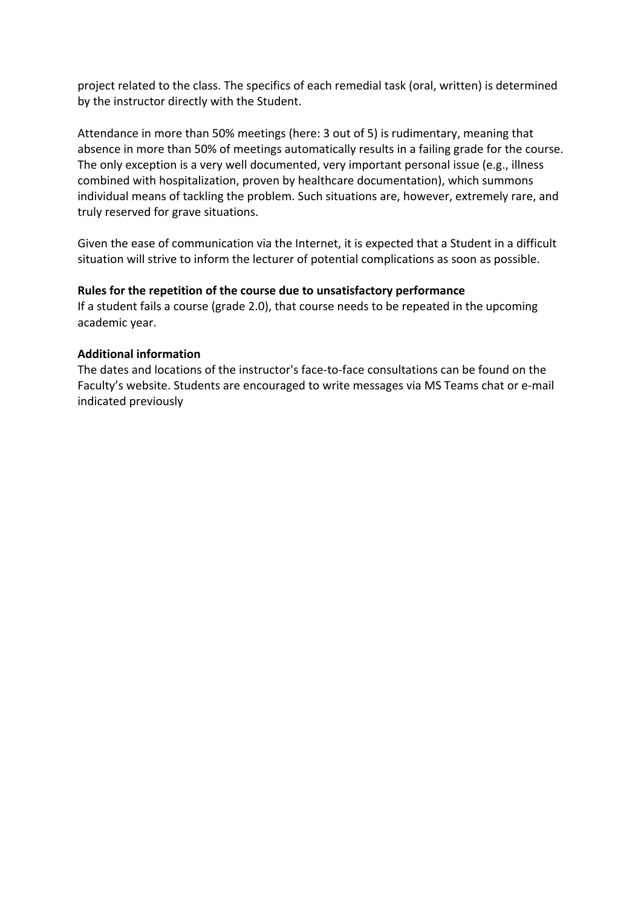project related to the class. The specifics of each remedial task (oral, written) is determined by the instructor directly with the Student.

Attendance in more than 50% meetings (here: 3 out of 5) is rudimentary, meaning that absence in more than 50% of meetings automatically results in a failing grade for the course. The only exception is a very well documented, very important personal issue (e.g., illness combined with hospitalization, proven by healthcare documentation), which summons individual means of tackling the problem. Such situations are, however, extremely rare, and truly reserved for grave situations.

Given the ease of communication via the Internet, it is expected that a Student in a difficult situation will strive to inform the lecturer of potential complications as soon as possible.

**Rules for the repetition of the course due to unsatisfactory performance**

If a student fails a course (grade 2.0), that course needs to be repeated in the upcoming academic year.

**Additional information**

The dates and locations of the instructor's face-to-face consultations can be found on the Faculty's website. Students are encouraged to write messages via MS Teams chat or e-mail indicated previously